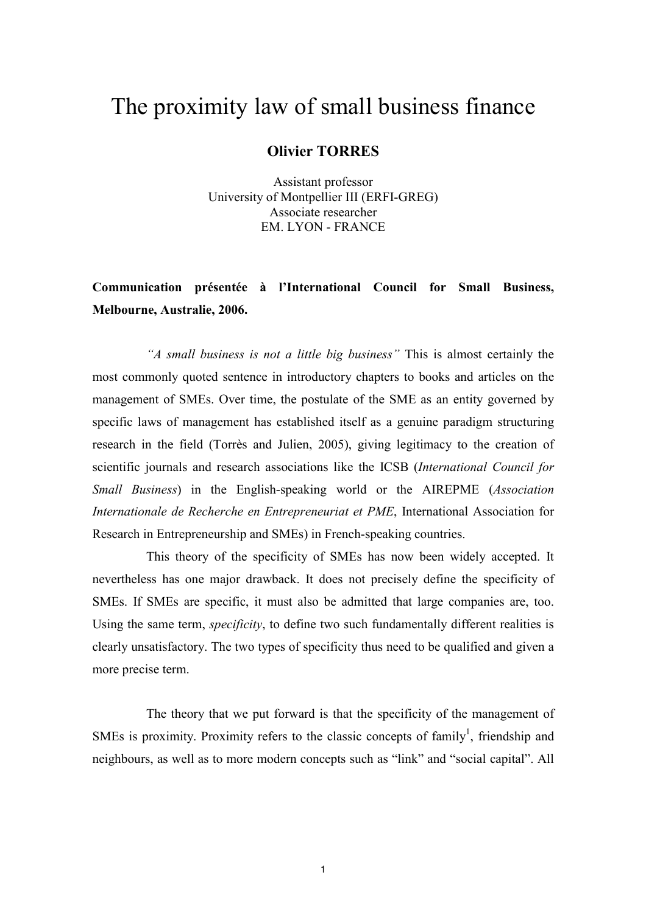# The proximity law of small business finance

**Olivier TORRES**

Assistant professor
University of Montpellier III (ERFI-GREG)
Associate researcher
EM. LYON - FRANCE

**Communication présentée à l'International Council for Small Business, Melbourne, Australie, 2006.**

*"A small business is not a little big business"* This is almost certainly the most commonly quoted sentence in introductory chapters to books and articles on the management of SMEs. Over time, the postulate of the SME as an entity governed by specific laws of management has established itself as a genuine paradigm structuring research in the field (Torrès and Julien, 2005), giving legitimacy to the creation of scientific journals and research associations like the ICSB (*International Council for Small Business*) in the English-speaking world or the AIREPME (*Association Internationale de Recherche en Entrepreneuriat et PME*, International Association for Research in Entrepreneurship and SMEs) in French-speaking countries.

This theory of the specificity of SMEs has now been widely accepted. It nevertheless has one major drawback. It does not precisely define the specificity of SMEs. If SMEs are specific, it must also be admitted that large companies are, too. Using the same term, *specificity*, to define two such fundamentally different realities is clearly unsatisfactory. The two types of specificity thus need to be qualified and given a more precise term.

The theory that we put forward is that the specificity of the management of SMEs is proximity. Proximity refers to the classic concepts of family[1], friendship and neighbours, as well as to more modern concepts such as "link" and "social capital". All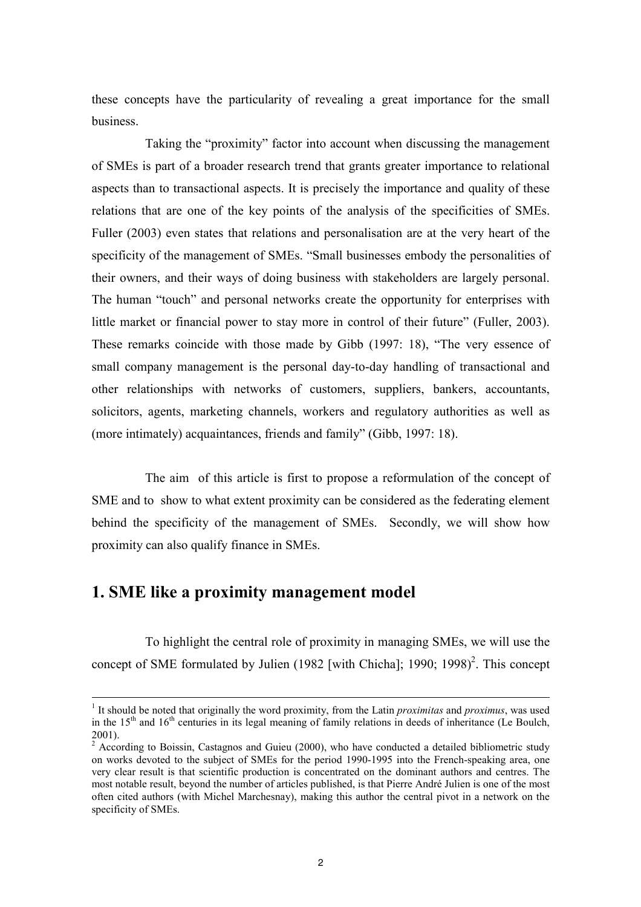these concepts have the particularity of revealing a great importance for the small business.

Taking the "proximity" factor into account when discussing the management of SMEs is part of a broader research trend that grants greater importance to relational aspects than to transactional aspects. It is precisely the importance and quality of these relations that are one of the key points of the analysis of the specificities of SMEs. Fuller (2003) even states that relations and personalisation are at the very heart of the specificity of the management of SMEs. "Small businesses embody the personalities of their owners, and their ways of doing business with stakeholders are largely personal. The human "touch" and personal networks create the opportunity for enterprises with little market or financial power to stay more in control of their future" (Fuller, 2003). These remarks coincide with those made by Gibb (1997: 18), "The very essence of small company management is the personal day-to-day handling of transactional and other relationships with networks of customers, suppliers, bankers, accountants, solicitors, agents, marketing channels, workers and regulatory authorities as well as (more intimately) acquaintances, friends and family" (Gibb, 1997: 18).

The aim of this article is first to propose a reformulation of the concept of SME and to show to what extent proximity can be considered as the federating element behind the specificity of the management of SMEs. Secondly, we will show how proximity can also qualify finance in SMEs.

## 1. SME like a proximity management model

To highlight the central role of proximity in managing SMEs, we will use the concept of SME formulated by Julien (1982 [with Chicha]; 1990; 1998)[2]. This concept

---

[1] It should be noted that originally the word proximity, from the Latin *proximitas* and *proximus*, was used in the 15th and 16th centuries in its legal meaning of family relations in deeds of inheritance (Le Boulch, 2001).

[2] According to Boissin, Castagnos and Guieu (2000), who have conducted a detailed bibliometric study on works devoted to the subject of SMEs for the period 1990-1995 into the French-speaking area, one very clear result is that scientific production is concentrated on the dominant authors and centres. The most notable result, beyond the number of articles published, is that Pierre André Julien is one of the most often cited authors (with Michel Marchesnay), making this author the central pivot in a network on the specificity of SMEs.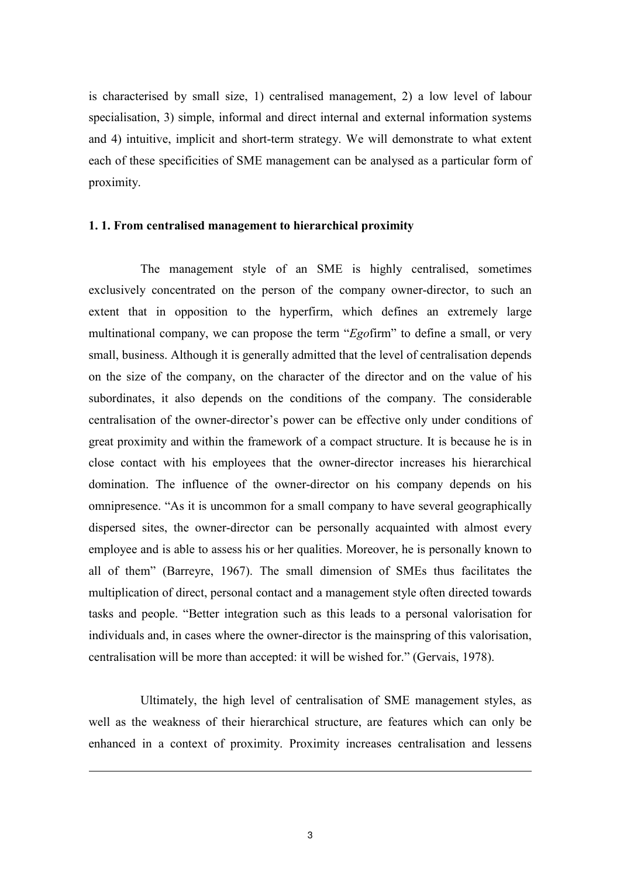is characterised by small size, 1) centralised management, 2) a low level of labour specialisation, 3) simple, informal and direct internal and external information systems and 4) intuitive, implicit and short-term strategy. We will demonstrate to what extent each of these specificities of SME management can be analysed as a particular form of proximity.

### 1. 1. From centralised management to hierarchical proximity

The management style of an SME is highly centralised, sometimes exclusively concentrated on the person of the company owner-director, to such an extent that in opposition to the hyperfirm, which defines an extremely large multinational company, we can propose the term "*Ego*firm" to define a small, or very small, business. Although it is generally admitted that the level of centralisation depends on the size of the company, on the character of the director and on the value of his subordinates, it also depends on the conditions of the company. The considerable centralisation of the owner-director's power can be effective only under conditions of great proximity and within the framework of a compact structure. It is because he is in close contact with his employees that the owner-director increases his hierarchical domination. The influence of the owner-director on his company depends on his omnipresence. "As it is uncommon for a small company to have several geographically dispersed sites, the owner-director can be personally acquainted with almost every employee and is able to assess his or her qualities. Moreover, he is personally known to all of them" (Barreyre, 1967). The small dimension of SMEs thus facilitates the multiplication of direct, personal contact and a management style often directed towards tasks and people. "Better integration such as this leads to a personal valorisation for individuals and, in cases where the owner-director is the mainspring of this valorisation, centralisation will be more than accepted: it will be wished for." (Gervais, 1978).

Ultimately, the high level of centralisation of SME management styles, as well as the weakness of their hierarchical structure, are features which can only be enhanced in a context of proximity. Proximity increases centralisation and lessens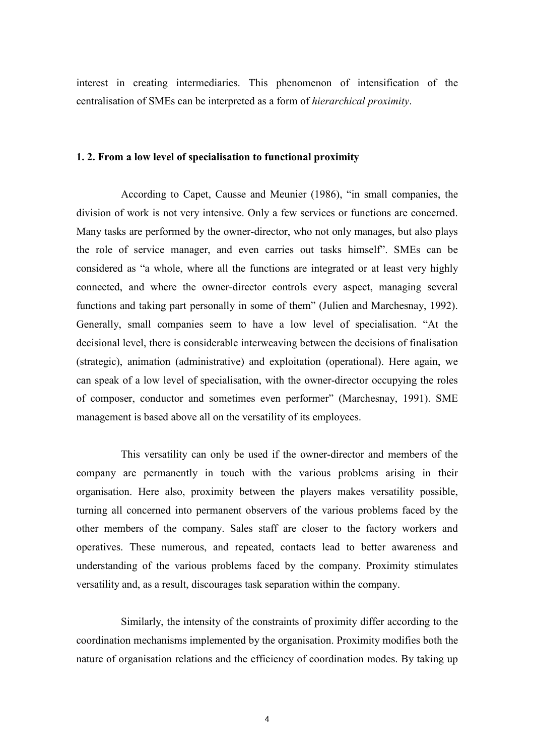interest in creating intermediaries. This phenomenon of intensification of the centralisation of SMEs can be interpreted as a form of *hierarchical proximity*.

### 1. 2. From a low level of specialisation to functional proximity

According to Capet, Causse and Meunier (1986), "in small companies, the division of work is not very intensive. Only a few services or functions are concerned. Many tasks are performed by the owner-director, who not only manages, but also plays the role of service manager, and even carries out tasks himself". SMEs can be considered as "a whole, where all the functions are integrated or at least very highly connected, and where the owner-director controls every aspect, managing several functions and taking part personally in some of them" (Julien and Marchesnay, 1992). Generally, small companies seem to have a low level of specialisation. "At the decisional level, there is considerable interweaving between the decisions of finalisation (strategic), animation (administrative) and exploitation (operational). Here again, we can speak of a low level of specialisation, with the owner-director occupying the roles of composer, conductor and sometimes even performer" (Marchesnay, 1991). SME management is based above all on the versatility of its employees.

This versatility can only be used if the owner-director and members of the company are permanently in touch with the various problems arising in their organisation. Here also, proximity between the players makes versatility possible, turning all concerned into permanent observers of the various problems faced by the other members of the company. Sales staff are closer to the factory workers and operatives. These numerous, and repeated, contacts lead to better awareness and understanding of the various problems faced by the company. Proximity stimulates versatility and, as a result, discourages task separation within the company.

Similarly, the intensity of the constraints of proximity differ according to the coordination mechanisms implemented by the organisation. Proximity modifies both the nature of organisation relations and the efficiency of coordination modes. By taking up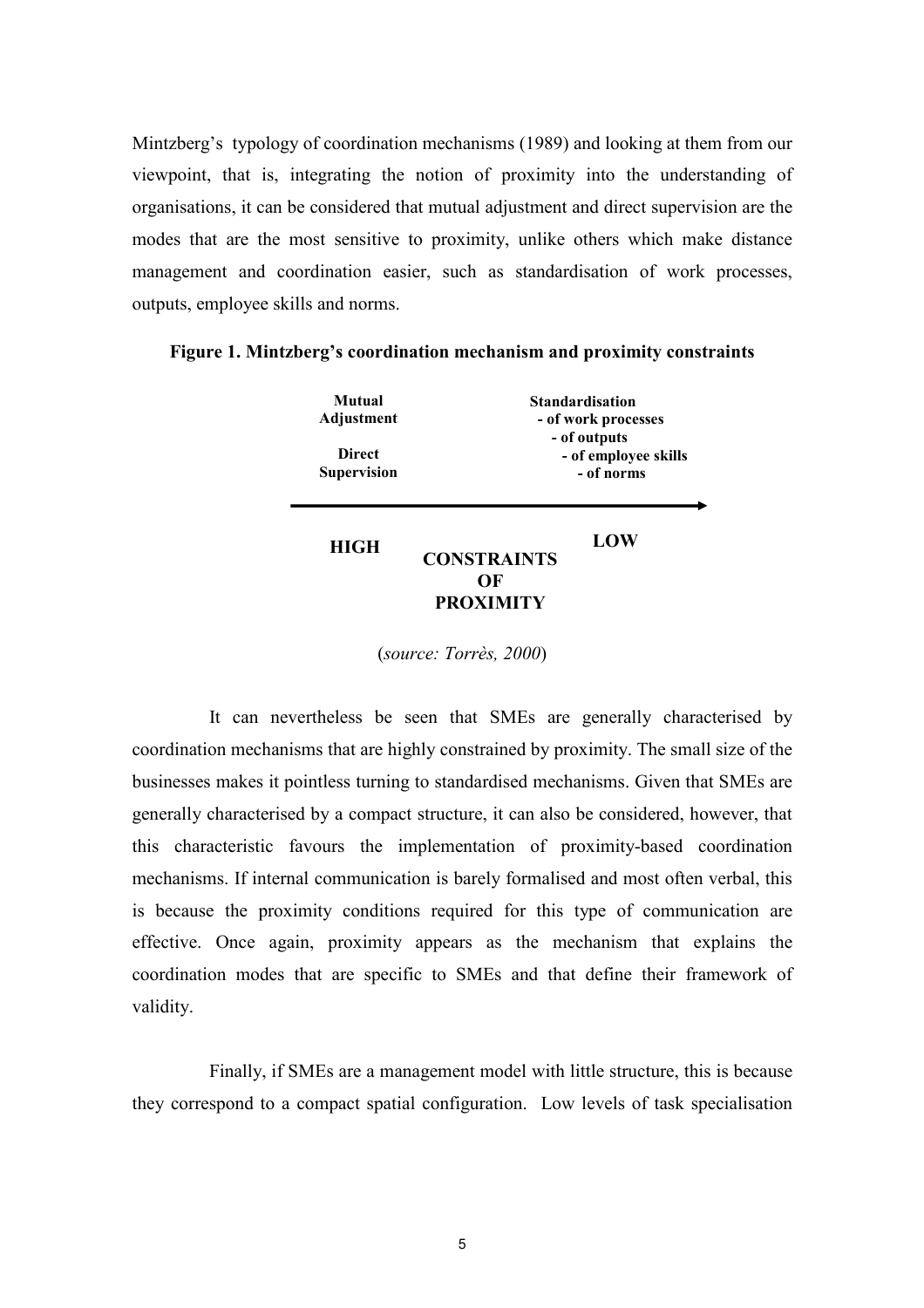Mintzberg's typology of coordination mechanisms (1989) and looking at them from our viewpoint, that is, integrating the notion of proximity into the understanding of organisations, it can be considered that mutual adjustment and direct supervision are the modes that are the most sensitive to proximity, unlike others which make distance management and coordination easier, such as standardisation of work processes, outputs, employee skills and norms.

**Figure 1. Mintzberg's coordination mechanism and proximity constraints**

**Mutual Adjustment**

**Direct Supervision**

**Standardisation**
- **of work processes**
- **of outputs**
- **of employee skills**
- **of norms**

**HIGH** → **LOW**

**CONSTRAINTS OF PROXIMITY**

(*source: Torrès, 2000*)

It can nevertheless be seen that SMEs are generally characterised by coordination mechanisms that are highly constrained by proximity. The small size of the businesses makes it pointless turning to standardised mechanisms. Given that SMEs are generally characterised by a compact structure, it can also be considered, however, that this characteristic favours the implementation of proximity-based coordination mechanisms. If internal communication is barely formalised and most often verbal, this is because the proximity conditions required for this type of communication are effective. Once again, proximity appears as the mechanism that explains the coordination modes that are specific to SMEs and that define their framework of validity.

Finally, if SMEs are a management model with little structure, this is because they correspond to a compact spatial configuration. Low levels of task specialisation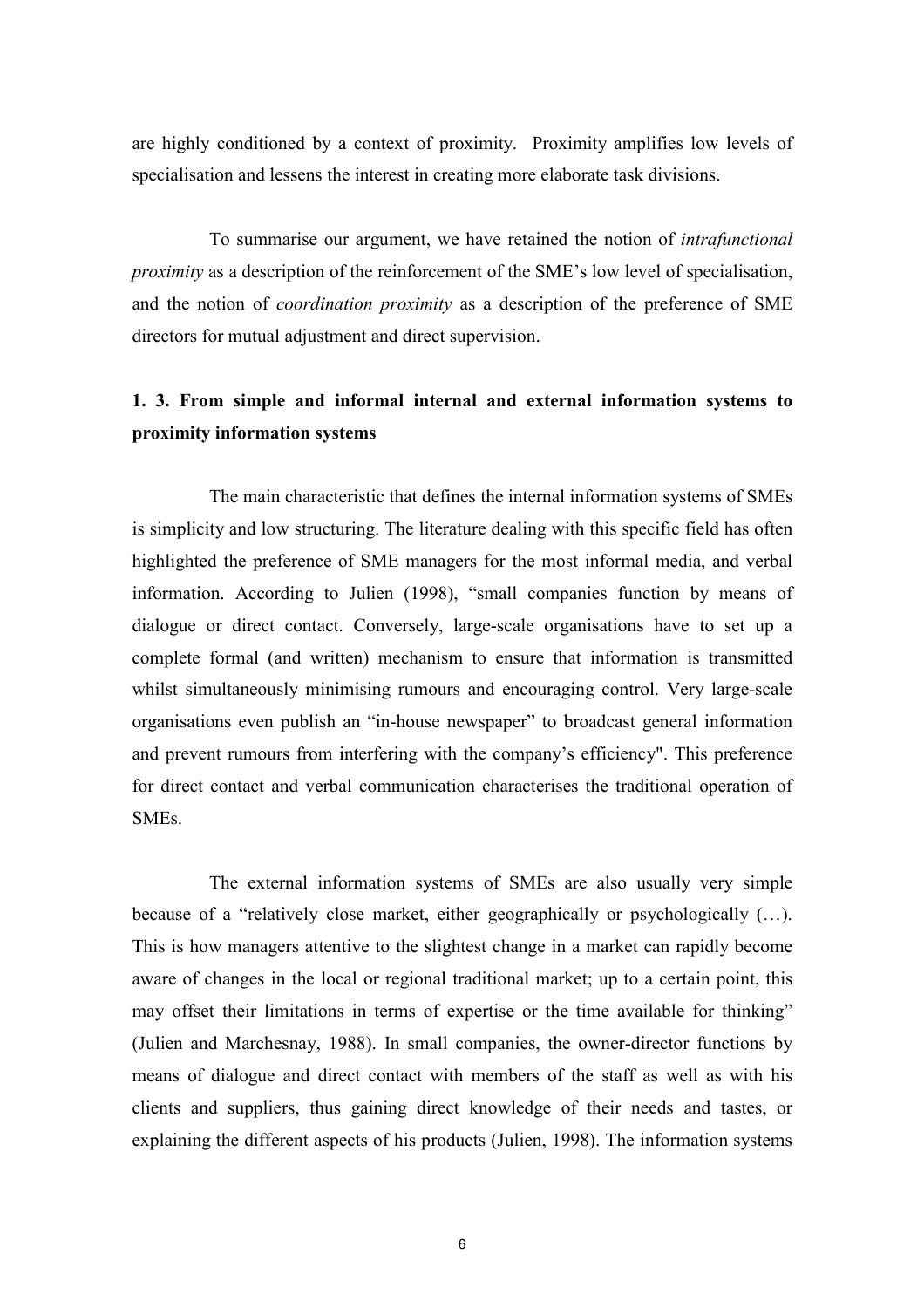are highly conditioned by a context of proximity. Proximity amplifies low levels of specialisation and lessens the interest in creating more elaborate task divisions.

To summarise our argument, we have retained the notion of *intrafunctional proximity* as a description of the reinforcement of the SME's low level of specialisation, and the notion of *coordination proximity* as a description of the preference of SME directors for mutual adjustment and direct supervision.

### 1. 3. From simple and informal internal and external information systems to proximity information systems

The main characteristic that defines the internal information systems of SMEs is simplicity and low structuring. The literature dealing with this specific field has often highlighted the preference of SME managers for the most informal media, and verbal information. According to Julien (1998), "small companies function by means of dialogue or direct contact. Conversely, large-scale organisations have to set up a complete formal (and written) mechanism to ensure that information is transmitted whilst simultaneously minimising rumours and encouraging control. Very large-scale organisations even publish an "in-house newspaper" to broadcast general information and prevent rumours from interfering with the company's efficiency". This preference for direct contact and verbal communication characterises the traditional operation of SMEs.

The external information systems of SMEs are also usually very simple because of a "relatively close market, either geographically or psychologically (…). This is how managers attentive to the slightest change in a market can rapidly become aware of changes in the local or regional traditional market; up to a certain point, this may offset their limitations in terms of expertise or the time available for thinking" (Julien and Marchesnay, 1988). In small companies, the owner-director functions by means of dialogue and direct contact with members of the staff as well as with his clients and suppliers, thus gaining direct knowledge of their needs and tastes, or explaining the different aspects of his products (Julien, 1998). The information systems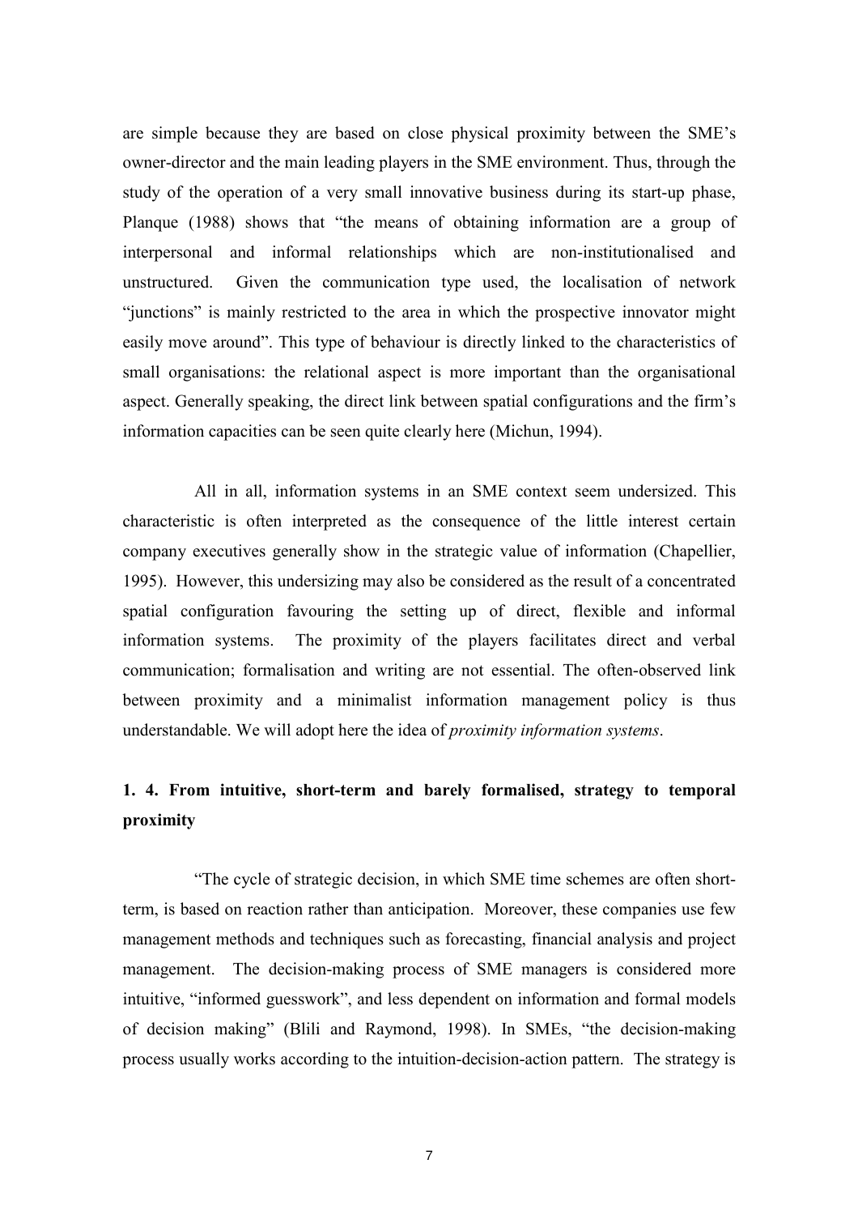are simple because they are based on close physical proximity between the SME's owner-director and the main leading players in the SME environment. Thus, through the study of the operation of a very small innovative business during its start-up phase, Planque (1988) shows that "the means of obtaining information are a group of interpersonal and informal relationships which are non-institutionalised and unstructured. Given the communication type used, the localisation of network "junctions" is mainly restricted to the area in which the prospective innovator might easily move around". This type of behaviour is directly linked to the characteristics of small organisations: the relational aspect is more important than the organisational aspect. Generally speaking, the direct link between spatial configurations and the firm's information capacities can be seen quite clearly here (Michun, 1994).

All in all, information systems in an SME context seem undersized. This characteristic is often interpreted as the consequence of the little interest certain company executives generally show in the strategic value of information (Chapellier, 1995). However, this undersizing may also be considered as the result of a concentrated spatial configuration favouring the setting up of direct, flexible and informal information systems. The proximity of the players facilitates direct and verbal communication; formalisation and writing are not essential. The often-observed link between proximity and a minimalist information management policy is thus understandable. We will adopt here the idea of *proximity information systems*.

## 1. 4. From intuitive, short-term and barely formalised, strategy to temporal proximity

"The cycle of strategic decision, in which SME time schemes are often short-term, is based on reaction rather than anticipation. Moreover, these companies use few management methods and techniques such as forecasting, financial analysis and project management. The decision-making process of SME managers is considered more intuitive, "informed guesswork", and less dependent on information and formal models of decision making" (Blili and Raymond, 1998). In SMEs, "the decision-making process usually works according to the intuition-decision-action pattern. The strategy is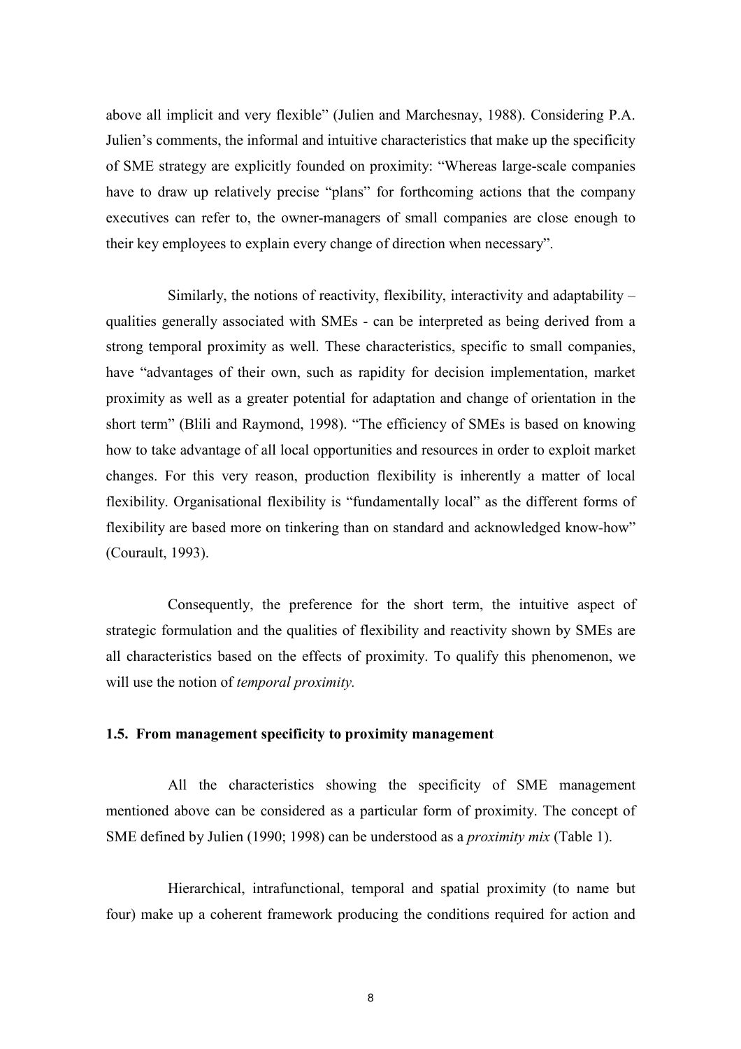above all implicit and very flexible" (Julien and Marchesnay, 1988). Considering P.A. Julien's comments, the informal and intuitive characteristics that make up the specificity of SME strategy are explicitly founded on proximity: "Whereas large-scale companies have to draw up relatively precise "plans" for forthcoming actions that the company executives can refer to, the owner-managers of small companies are close enough to their key employees to explain every change of direction when necessary".

Similarly, the notions of reactivity, flexibility, interactivity and adaptability – qualities generally associated with SMEs - can be interpreted as being derived from a strong temporal proximity as well. These characteristics, specific to small companies, have "advantages of their own, such as rapidity for decision implementation, market proximity as well as a greater potential for adaptation and change of orientation in the short term" (Blili and Raymond, 1998). "The efficiency of SMEs is based on knowing how to take advantage of all local opportunities and resources in order to exploit market changes. For this very reason, production flexibility is inherently a matter of local flexibility. Organisational flexibility is "fundamentally local" as the different forms of flexibility are based more on tinkering than on standard and acknowledged know-how" (Courault, 1993).

Consequently, the preference for the short term, the intuitive aspect of strategic formulation and the qualities of flexibility and reactivity shown by SMEs are all characteristics based on the effects of proximity. To qualify this phenomenon, we will use the notion of *temporal proximity.*

### 1.5. From management specificity to proximity management

All the characteristics showing the specificity of SME management mentioned above can be considered as a particular form of proximity. The concept of SME defined by Julien (1990; 1998) can be understood as a *proximity mix* (Table 1).

Hierarchical, intrafunctional, temporal and spatial proximity (to name but four) make up a coherent framework producing the conditions required for action and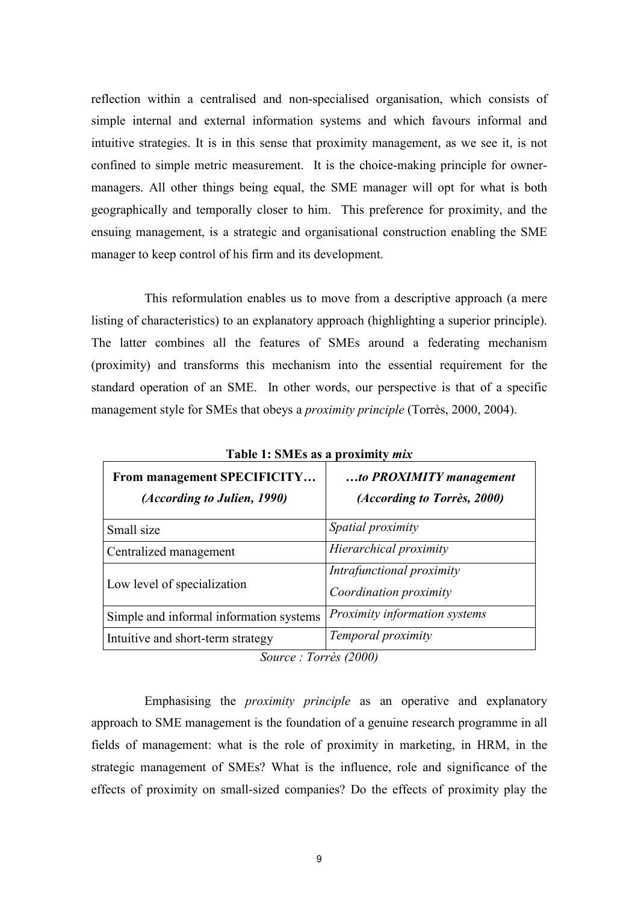reflection within a centralised and non-specialised organisation, which consists of simple internal and external information systems and which favours informal and intuitive strategies. It is in this sense that proximity management, as we see it, is not confined to simple metric measurement. It is the choice-making principle for owner-managers. All other things being equal, the SME manager will opt for what is both geographically and temporally closer to him. This preference for proximity, and the ensuing management, is a strategic and organisational construction enabling the SME manager to keep control of his firm and its development.

This reformulation enables us to move from a descriptive approach (a mere listing of characteristics) to an explanatory approach (highlighting a superior principle). The latter combines all the features of SMEs around a federating mechanism (proximity) and transforms this mechanism into the essential requirement for the standard operation of an SME. In other words, our perspective is that of a specific management style for SMEs that obeys a *proximity principle* (Torrès, 2000, 2004).

**Table 1: SMEs as a proximity *mix***

| **From management SPECIFICITY…** *(According to Julien, 1990)* | ***…to PROXIMITY management*** *(According to Torrès, 2000)* |
|---|---|
| Small size | *Spatial proximity* |
| Centralized management | *Hierarchical proximity* |
| Low level of specialization | *Intrafunctional proximity* <br> *Coordination proximity* |
| Simple and informal information systems | *Proximity information systems* |
| Intuitive and short-term strategy | *Temporal proximity* |

*Source : Torrès (2000)*

Emphasising the *proximity principle* as an operative and explanatory approach to SME management is the foundation of a genuine research programme in all fields of management: what is the role of proximity in marketing, in HRM, in the strategic management of SMEs? What is the influence, role and significance of the effects of proximity on small-sized companies? Do the effects of proximity play the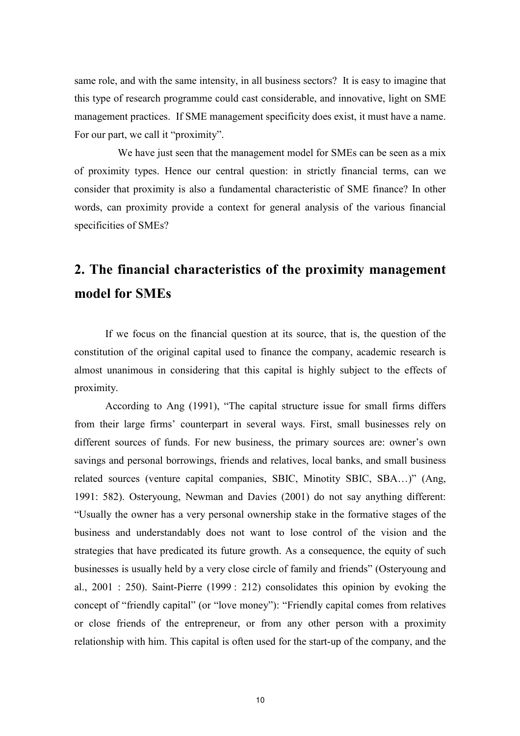same role, and with the same intensity, in all business sectors? It is easy to imagine that this type of research programme could cast considerable, and innovative, light on SME management practices. If SME management specificity does exist, it must have a name. For our part, we call it "proximity".

We have just seen that the management model for SMEs can be seen as a mix of proximity types. Hence our central question: in strictly financial terms, can we consider that proximity is also a fundamental characteristic of SME finance? In other words, can proximity provide a context for general analysis of the various financial specificities of SMEs?

## 2. The financial characteristics of the proximity management model for SMEs

If we focus on the financial question at its source, that is, the question of the constitution of the original capital used to finance the company, academic research is almost unanimous in considering that this capital is highly subject to the effects of proximity.

According to Ang (1991), "The capital structure issue for small firms differs from their large firms' counterpart in several ways. First, small businesses rely on different sources of funds. For new business, the primary sources are: owner's own savings and personal borrowings, friends and relatives, local banks, and small business related sources (venture capital companies, SBIC, Minotity SBIC, SBA…)" (Ang, 1991: 582). Osteryoung, Newman and Davies (2001) do not say anything different: "Usually the owner has a very personal ownership stake in the formative stages of the business and understandably does not want to lose control of the vision and the strategies that have predicated its future growth. As a consequence, the equity of such businesses is usually held by a very close circle of family and friends" (Osteryoung and al., 2001 : 250). Saint-Pierre (1999 : 212) consolidates this opinion by evoking the concept of "friendly capital" (or "love money"): "Friendly capital comes from relatives or close friends of the entrepreneur, or from any other person with a proximity relationship with him. This capital is often used for the start-up of the company, and the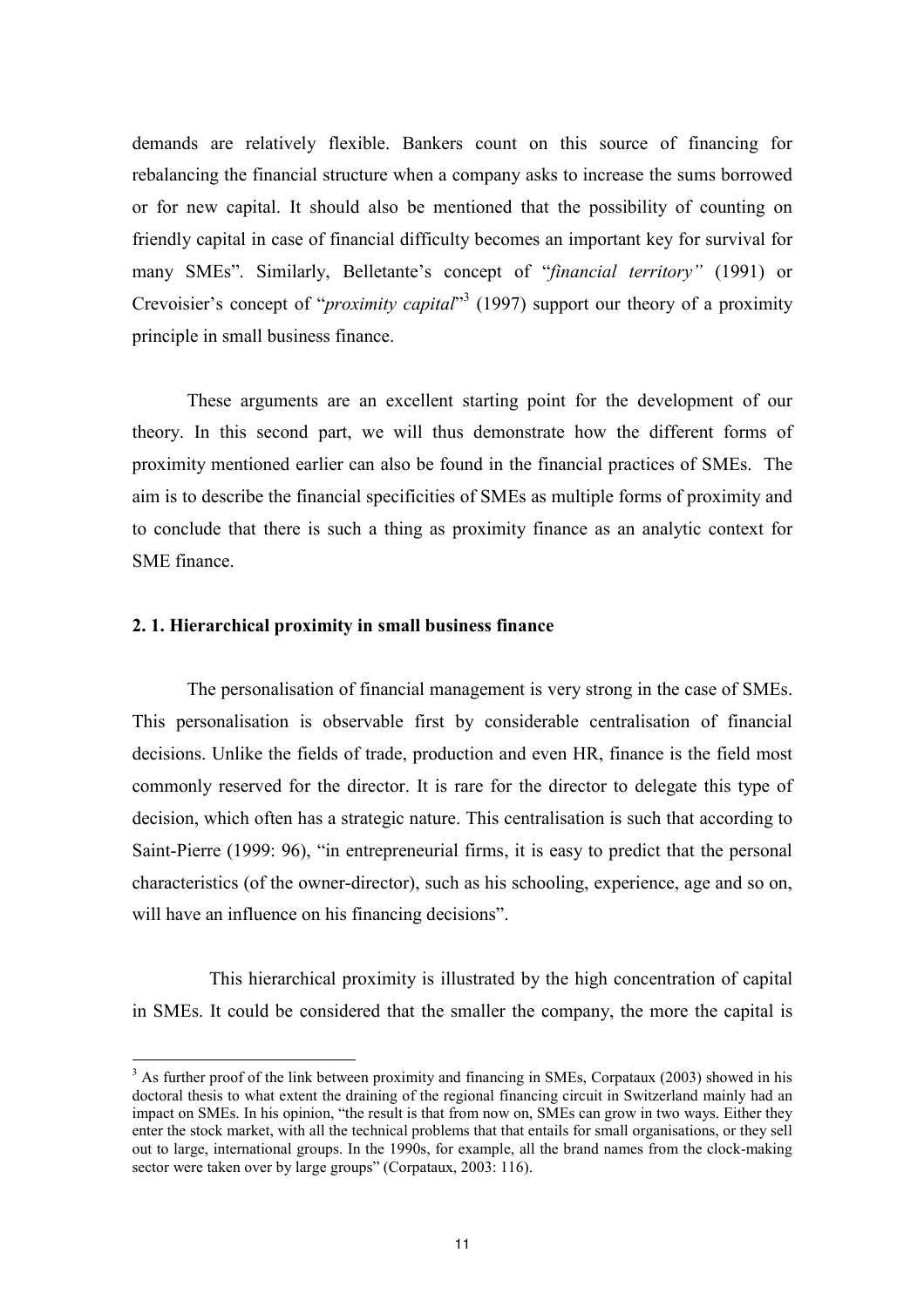demands are relatively flexible. Bankers count on this source of financing for rebalancing the financial structure when a company asks to increase the sums borrowed or for new capital. It should also be mentioned that the possibility of counting on friendly capital in case of financial difficulty becomes an important key for survival for many SMEs". Similarly, Belletante's concept of "*financial territory"* (1991) or Crevoisier's concept of "*proximity capital*"[3] (1997) support our theory of a proximity principle in small business finance.

These arguments are an excellent starting point for the development of our theory. In this second part, we will thus demonstrate how the different forms of proximity mentioned earlier can also be found in the financial practices of SMEs. The aim is to describe the financial specificities of SMEs as multiple forms of proximity and to conclude that there is such a thing as proximity finance as an analytic context for SME finance.

### 2. 1. Hierarchical proximity in small business finance

The personalisation of financial management is very strong in the case of SMEs. This personalisation is observable first by considerable centralisation of financial decisions. Unlike the fields of trade, production and even HR, finance is the field most commonly reserved for the director. It is rare for the director to delegate this type of decision, which often has a strategic nature. This centralisation is such that according to Saint-Pierre (1999: 96), "in entrepreneurial firms, it is easy to predict that the personal characteristics (of the owner-director), such as his schooling, experience, age and so on, will have an influence on his financing decisions".

This hierarchical proximity is illustrated by the high concentration of capital in SMEs. It could be considered that the smaller the company, the more the capital is

[3] As further proof of the link between proximity and financing in SMEs, Corpataux (2003) showed in his doctoral thesis to what extent the draining of the regional financing circuit in Switzerland mainly had an impact on SMEs. In his opinion, "the result is that from now on, SMEs can grow in two ways. Either they enter the stock market, with all the technical problems that that entails for small organisations, or they sell out to large, international groups. In the 1990s, for example, all the brand names from the clock-making sector were taken over by large groups" (Corpataux, 2003: 116).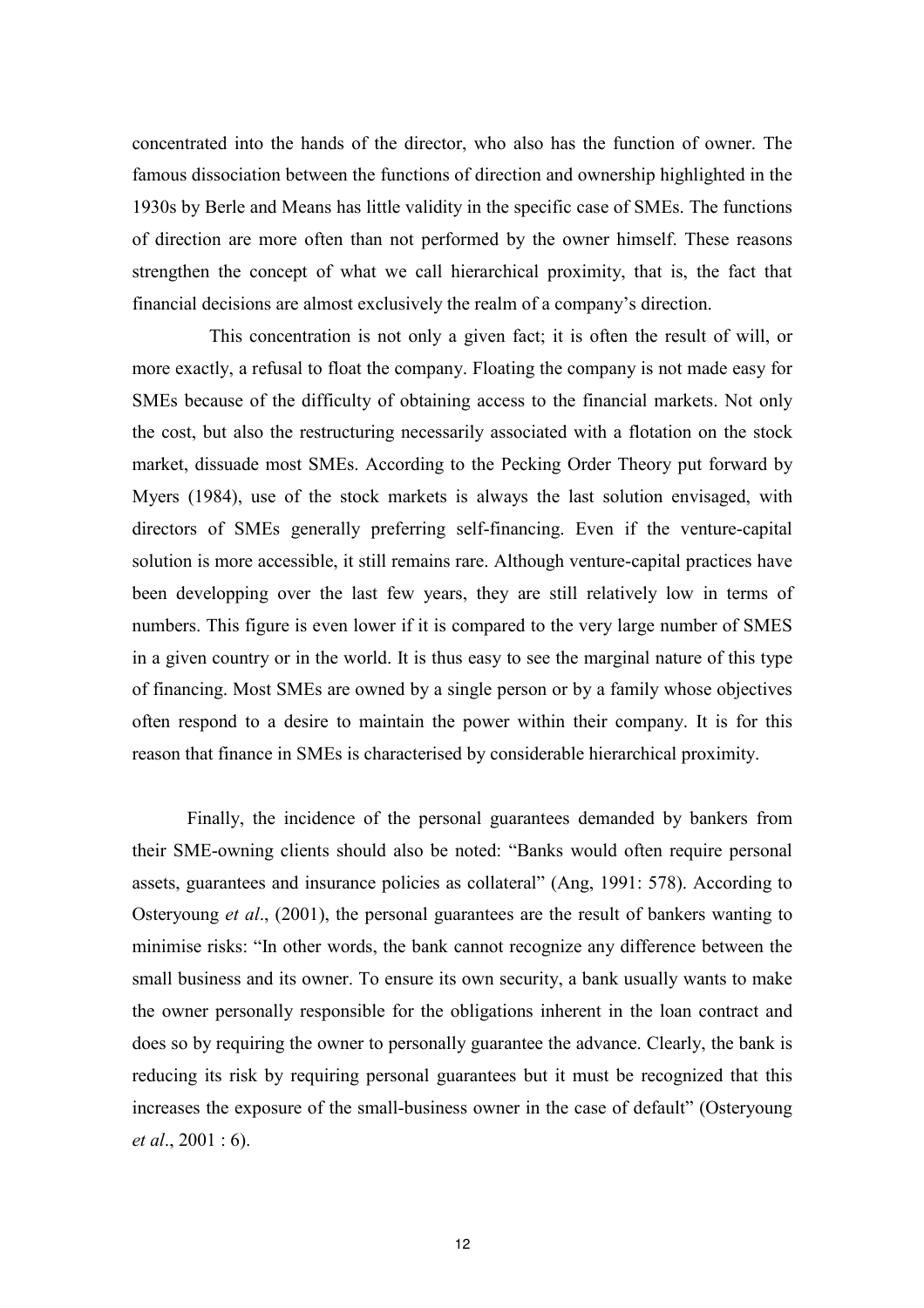concentrated into the hands of the director, who also has the function of owner. The famous dissociation between the functions of direction and ownership highlighted in the 1930s by Berle and Means has little validity in the specific case of SMEs. The functions of direction are more often than not performed by the owner himself. These reasons strengthen the concept of what we call hierarchical proximity, that is, the fact that financial decisions are almost exclusively the realm of a company's direction.

This concentration is not only a given fact; it is often the result of will, or more exactly, a refusal to float the company. Floating the company is not made easy for SMEs because of the difficulty of obtaining access to the financial markets. Not only the cost, but also the restructuring necessarily associated with a flotation on the stock market, dissuade most SMEs. According to the Pecking Order Theory put forward by Myers (1984), use of the stock markets is always the last solution envisaged, with directors of SMEs generally preferring self-financing. Even if the venture-capital solution is more accessible, it still remains rare. Although venture-capital practices have been developping over the last few years, they are still relatively low in terms of numbers. This figure is even lower if it is compared to the very large number of SMES in a given country or in the world. It is thus easy to see the marginal nature of this type of financing. Most SMEs are owned by a single person or by a family whose objectives often respond to a desire to maintain the power within their company. It is for this reason that finance in SMEs is characterised by considerable hierarchical proximity.

Finally, the incidence of the personal guarantees demanded by bankers from their SME-owning clients should also be noted: "Banks would often require personal assets, guarantees and insurance policies as collateral" (Ang, 1991: 578). According to Osteryoung *et al*., (2001), the personal guarantees are the result of bankers wanting to minimise risks: "In other words, the bank cannot recognize any difference between the small business and its owner. To ensure its own security, a bank usually wants to make the owner personally responsible for the obligations inherent in the loan contract and does so by requiring the owner to personally guarantee the advance. Clearly, the bank is reducing its risk by requiring personal guarantees but it must be recognized that this increases the exposure of the small-business owner in the case of default" (Osteryoung *et al*., 2001 : 6).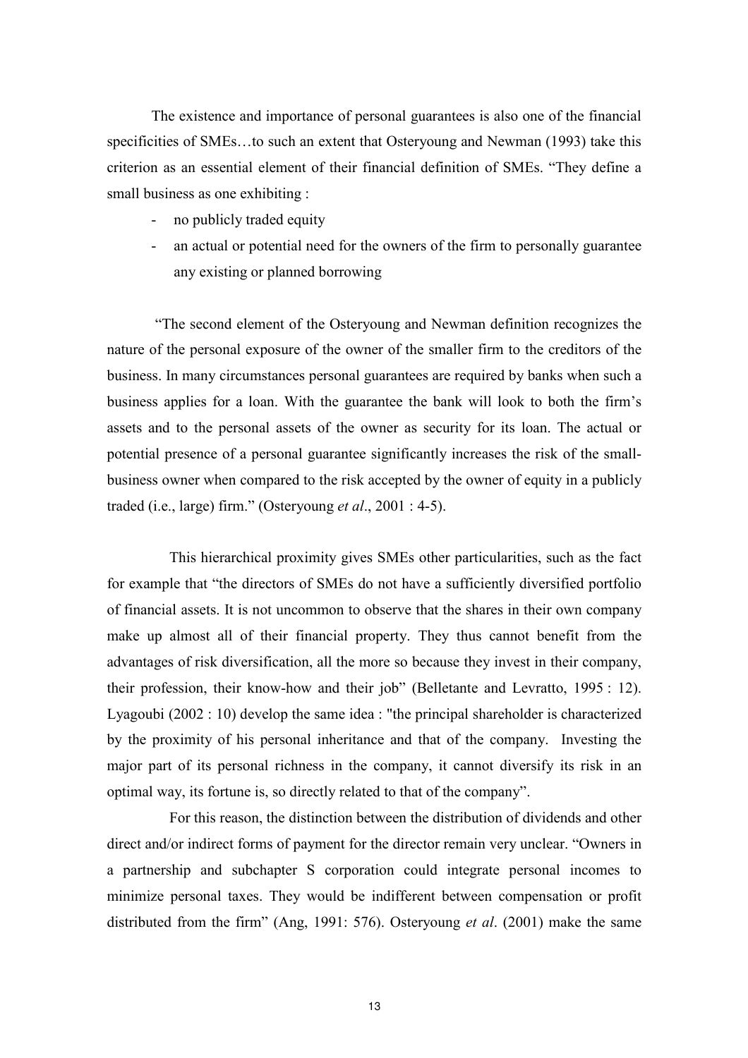The existence and importance of personal guarantees is also one of the financial specificities of SMEs…to such an extent that Osteryoung and Newman (1993) take this criterion as an essential element of their financial definition of SMEs. "They define a small business as one exhibiting :

- no publicly traded equity
- an actual or potential need for the owners of the firm to personally guarantee any existing or planned borrowing

"The second element of the Osteryoung and Newman definition recognizes the nature of the personal exposure of the owner of the smaller firm to the creditors of the business. In many circumstances personal guarantees are required by banks when such a business applies for a loan. With the guarantee the bank will look to both the firm's assets and to the personal assets of the owner as security for its loan. The actual or potential presence of a personal guarantee significantly increases the risk of the small-business owner when compared to the risk accepted by the owner of equity in a publicly traded (i.e., large) firm." (Osteryoung *et al*., 2001 : 4-5).

This hierarchical proximity gives SMEs other particularities, such as the fact for example that "the directors of SMEs do not have a sufficiently diversified portfolio of financial assets. It is not uncommon to observe that the shares in their own company make up almost all of their financial property. They thus cannot benefit from the advantages of risk diversification, all the more so because they invest in their company, their profession, their know-how and their job" (Belletante and Levratto, 1995 : 12). Lyagoubi (2002 : 10) develop the same idea : "the principal shareholder is characterized by the proximity of his personal inheritance and that of the company. Investing the major part of its personal richness in the company, it cannot diversify its risk in an optimal way, its fortune is, so directly related to that of the company".

For this reason, the distinction between the distribution of dividends and other direct and/or indirect forms of payment for the director remain very unclear. "Owners in a partnership and subchapter S corporation could integrate personal incomes to minimize personal taxes. They would be indifferent between compensation or profit distributed from the firm" (Ang, 1991: 576). Osteryoung *et al*. (2001) make the same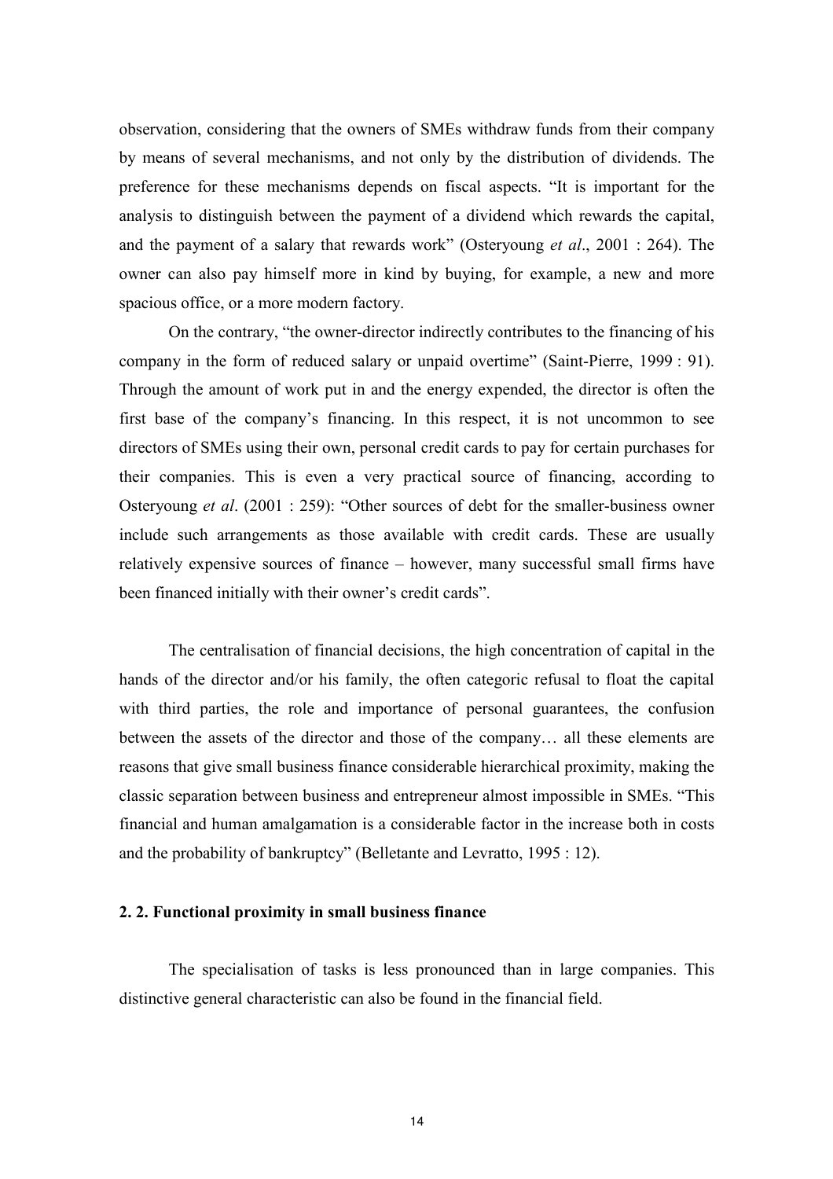observation, considering that the owners of SMEs withdraw funds from their company by means of several mechanisms, and not only by the distribution of dividends. The preference for these mechanisms depends on fiscal aspects. "It is important for the analysis to distinguish between the payment of a dividend which rewards the capital, and the payment of a salary that rewards work" (Osteryoung *et al*., 2001 : 264). The owner can also pay himself more in kind by buying, for example, a new and more spacious office, or a more modern factory.

On the contrary, "the owner-director indirectly contributes to the financing of his company in the form of reduced salary or unpaid overtime" (Saint-Pierre, 1999 : 91). Through the amount of work put in and the energy expended, the director is often the first base of the company's financing. In this respect, it is not uncommon to see directors of SMEs using their own, personal credit cards to pay for certain purchases for their companies. This is even a very practical source of financing, according to Osteryoung *et al*. (2001 : 259): "Other sources of debt for the smaller-business owner include such arrangements as those available with credit cards. These are usually relatively expensive sources of finance – however, many successful small firms have been financed initially with their owner's credit cards".

The centralisation of financial decisions, the high concentration of capital in the hands of the director and/or his family, the often categoric refusal to float the capital with third parties, the role and importance of personal guarantees, the confusion between the assets of the director and those of the company… all these elements are reasons that give small business finance considerable hierarchical proximity, making the classic separation between business and entrepreneur almost impossible in SMEs. "This financial and human amalgamation is a considerable factor in the increase both in costs and the probability of bankruptcy" (Belletante and Levratto, 1995 : 12).

### 2. 2. Functional proximity in small business finance

The specialisation of tasks is less pronounced than in large companies. This distinctive general characteristic can also be found in the financial field.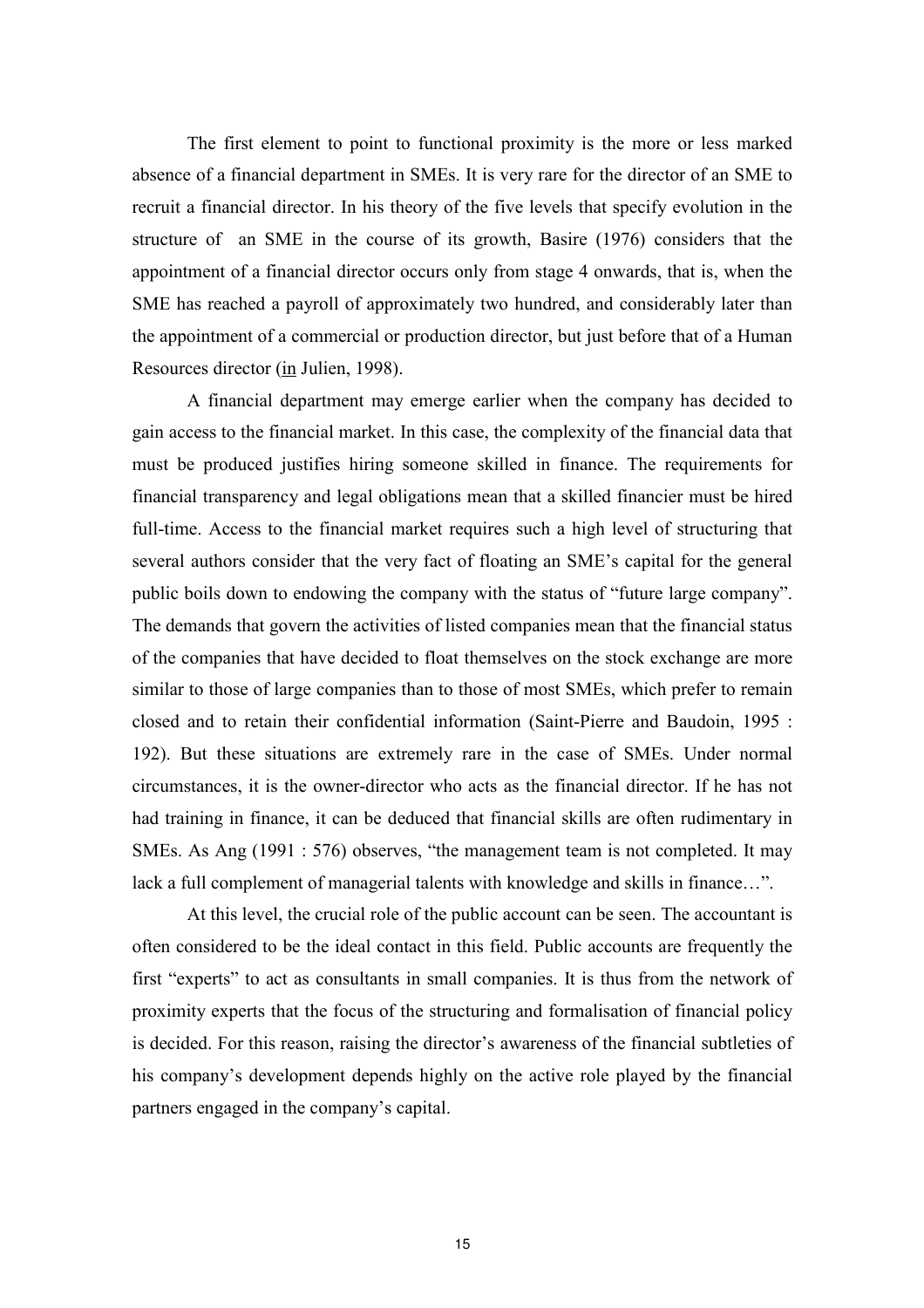The first element to point to functional proximity is the more or less marked absence of a financial department in SMEs. It is very rare for the director of an SME to recruit a financial director. In his theory of the five levels that specify evolution in the structure of an SME in the course of its growth, Basire (1976) considers that the appointment of a financial director occurs only from stage 4 onwards, that is, when the SME has reached a payroll of approximately two hundred, and considerably later than the appointment of a commercial or production director, but just before that of a Human Resources director (in Julien, 1998).

A financial department may emerge earlier when the company has decided to gain access to the financial market. In this case, the complexity of the financial data that must be produced justifies hiring someone skilled in finance. The requirements for financial transparency and legal obligations mean that a skilled financier must be hired full-time. Access to the financial market requires such a high level of structuring that several authors consider that the very fact of floating an SME's capital for the general public boils down to endowing the company with the status of "future large company". The demands that govern the activities of listed companies mean that the financial status of the companies that have decided to float themselves on the stock exchange are more similar to those of large companies than to those of most SMEs, which prefer to remain closed and to retain their confidential information (Saint-Pierre and Baudoin, 1995 : 192). But these situations are extremely rare in the case of SMEs. Under normal circumstances, it is the owner-director who acts as the financial director. If he has not had training in finance, it can be deduced that financial skills are often rudimentary in SMEs. As Ang (1991 : 576) observes, "the management team is not completed. It may lack a full complement of managerial talents with knowledge and skills in finance…".

At this level, the crucial role of the public account can be seen. The accountant is often considered to be the ideal contact in this field. Public accounts are frequently the first "experts" to act as consultants in small companies. It is thus from the network of proximity experts that the focus of the structuring and formalisation of financial policy is decided. For this reason, raising the director's awareness of the financial subtleties of his company's development depends highly on the active role played by the financial partners engaged in the company's capital.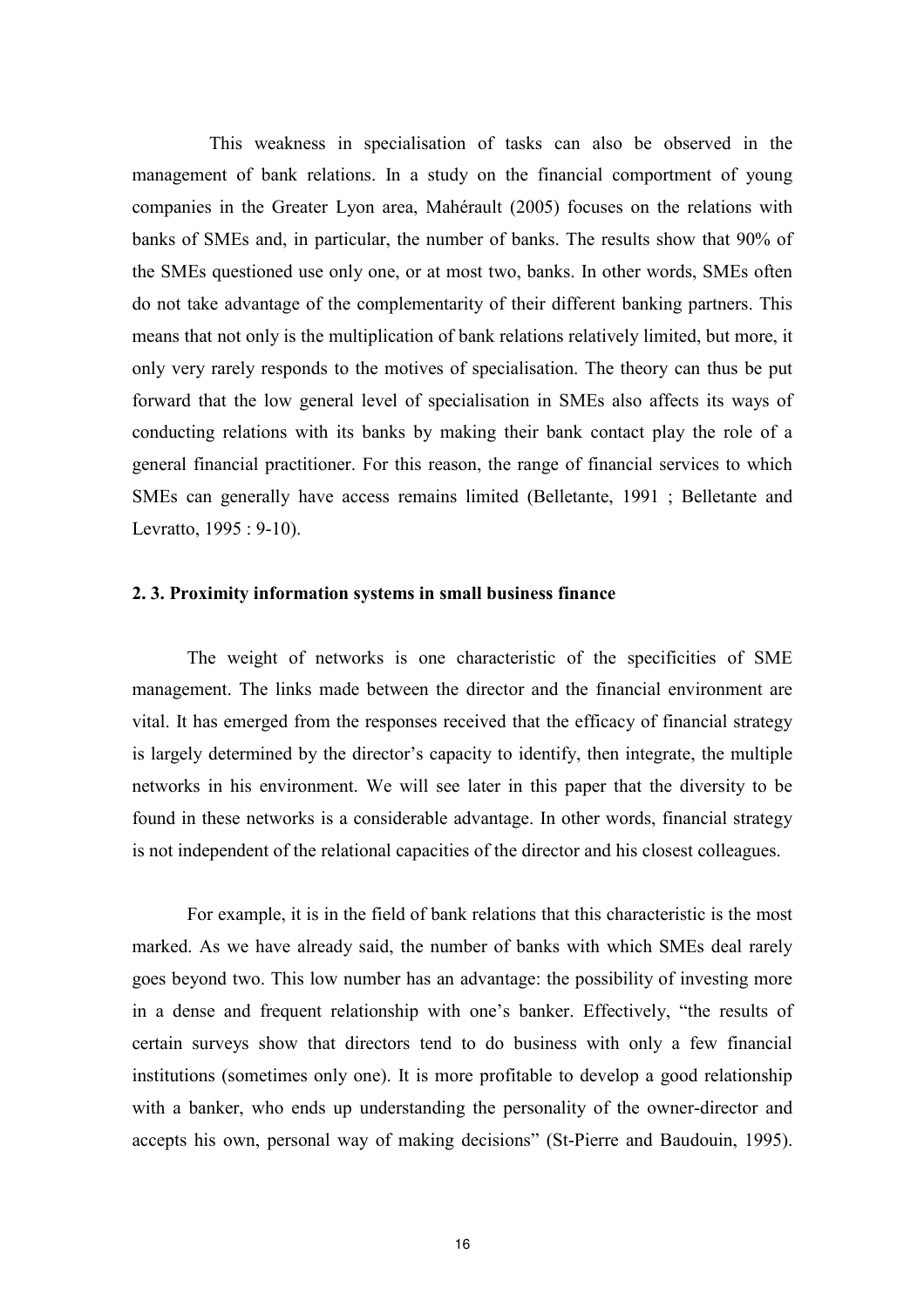This weakness in specialisation of tasks can also be observed in the management of bank relations. In a study on the financial comportment of young companies in the Greater Lyon area, Mahérault (2005) focuses on the relations with banks of SMEs and, in particular, the number of banks. The results show that 90% of the SMEs questioned use only one, or at most two, banks. In other words, SMEs often do not take advantage of the complementarity of their different banking partners. This means that not only is the multiplication of bank relations relatively limited, but more, it only very rarely responds to the motives of specialisation. The theory can thus be put forward that the low general level of specialisation in SMEs also affects its ways of conducting relations with its banks by making their bank contact play the role of a general financial practitioner. For this reason, the range of financial services to which SMEs can generally have access remains limited (Belletante, 1991 ; Belletante and Levratto, 1995 : 9-10).

### 2. 3. Proximity information systems in small business finance

The weight of networks is one characteristic of the specificities of SME management. The links made between the director and the financial environment are vital. It has emerged from the responses received that the efficacy of financial strategy is largely determined by the director's capacity to identify, then integrate, the multiple networks in his environment. We will see later in this paper that the diversity to be found in these networks is a considerable advantage. In other words, financial strategy is not independent of the relational capacities of the director and his closest colleagues.

For example, it is in the field of bank relations that this characteristic is the most marked. As we have already said, the number of banks with which SMEs deal rarely goes beyond two. This low number has an advantage: the possibility of investing more in a dense and frequent relationship with one's banker. Effectively, "the results of certain surveys show that directors tend to do business with only a few financial institutions (sometimes only one). It is more profitable to develop a good relationship with a banker, who ends up understanding the personality of the owner-director and accepts his own, personal way of making decisions" (St-Pierre and Baudouin, 1995).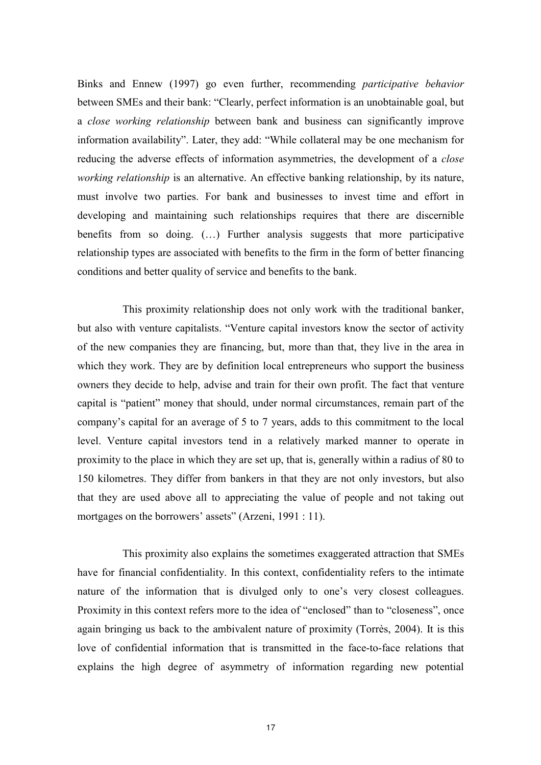Binks and Ennew (1997) go even further, recommending *participative behavior* between SMEs and their bank: "Clearly, perfect information is an unobtainable goal, but a *close working relationship* between bank and business can significantly improve information availability". Later, they add: "While collateral may be one mechanism for reducing the adverse effects of information asymmetries, the development of a *close working relationship* is an alternative. An effective banking relationship, by its nature, must involve two parties. For bank and businesses to invest time and effort in developing and maintaining such relationships requires that there are discernible benefits from so doing. (…) Further analysis suggests that more participative relationship types are associated with benefits to the firm in the form of better financing conditions and better quality of service and benefits to the bank.

This proximity relationship does not only work with the traditional banker, but also with venture capitalists. "Venture capital investors know the sector of activity of the new companies they are financing, but, more than that, they live in the area in which they work. They are by definition local entrepreneurs who support the business owners they decide to help, advise and train for their own profit. The fact that venture capital is "patient" money that should, under normal circumstances, remain part of the company's capital for an average of 5 to 7 years, adds to this commitment to the local level. Venture capital investors tend in a relatively marked manner to operate in proximity to the place in which they are set up, that is, generally within a radius of 80 to 150 kilometres. They differ from bankers in that they are not only investors, but also that they are used above all to appreciating the value of people and not taking out mortgages on the borrowers' assets" (Arzeni, 1991 : 11).

This proximity also explains the sometimes exaggerated attraction that SMEs have for financial confidentiality. In this context, confidentiality refers to the intimate nature of the information that is divulged only to one's very closest colleagues. Proximity in this context refers more to the idea of "enclosed" than to "closeness", once again bringing us back to the ambivalent nature of proximity (Torrès, 2004). It is this love of confidential information that is transmitted in the face-to-face relations that explains the high degree of asymmetry of information regarding new potential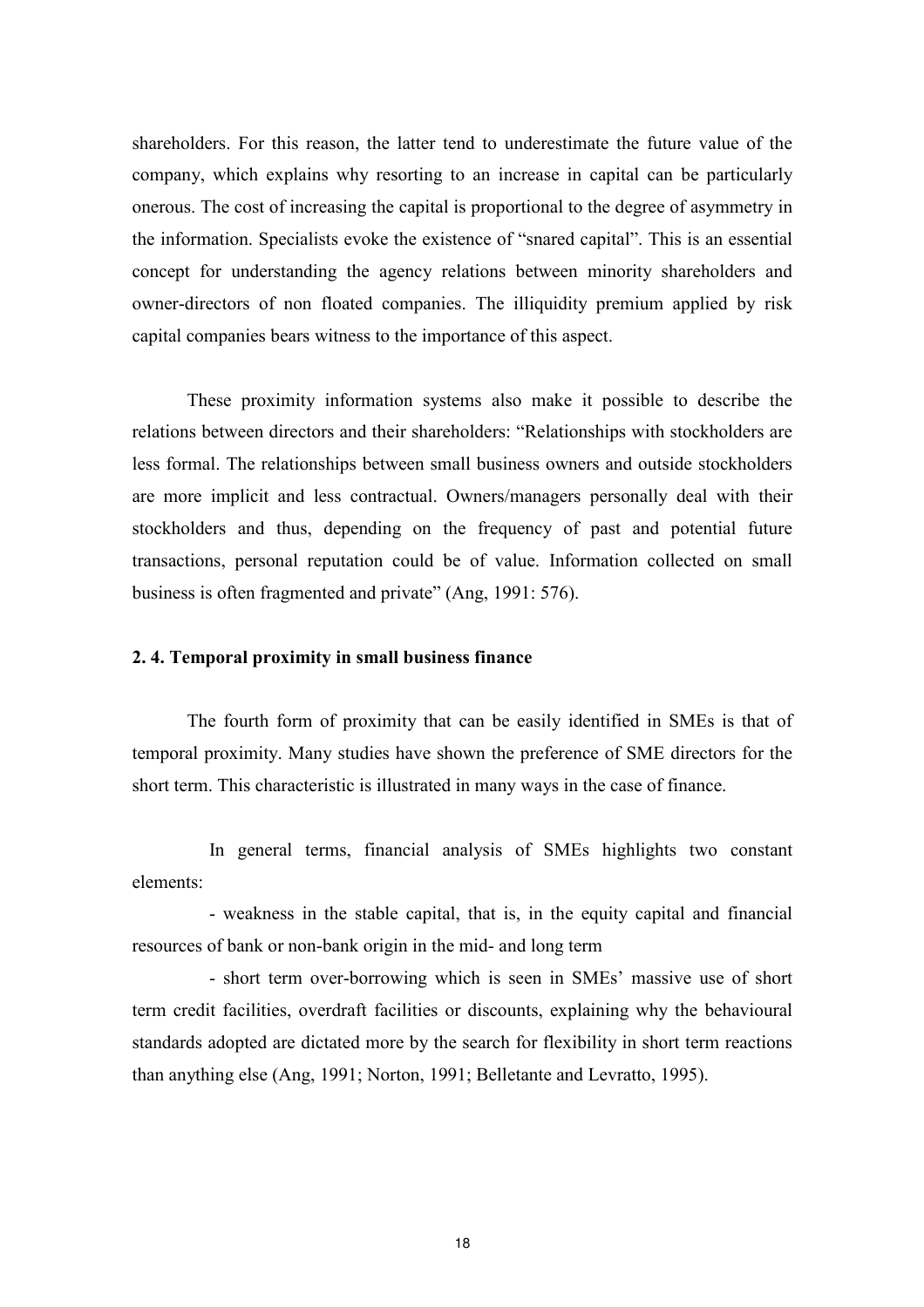shareholders. For this reason, the latter tend to underestimate the future value of the company, which explains why resorting to an increase in capital can be particularly onerous. The cost of increasing the capital is proportional to the degree of asymmetry in the information. Specialists evoke the existence of "snared capital". This is an essential concept for understanding the agency relations between minority shareholders and owner-directors of non floated companies. The illiquidity premium applied by risk capital companies bears witness to the importance of this aspect.

These proximity information systems also make it possible to describe the relations between directors and their shareholders: "Relationships with stockholders are less formal. The relationships between small business owners and outside stockholders are more implicit and less contractual. Owners/managers personally deal with their stockholders and thus, depending on the frequency of past and potential future transactions, personal reputation could be of value. Information collected on small business is often fragmented and private" (Ang, 1991: 576).

### 2. 4. Temporal proximity in small business finance

The fourth form of proximity that can be easily identified in SMEs is that of temporal proximity. Many studies have shown the preference of SME directors for the short term. This characteristic is illustrated in many ways in the case of finance.

In general terms, financial analysis of SMEs highlights two constant elements:

- weakness in the stable capital, that is, in the equity capital and financial resources of bank or non-bank origin in the mid- and long term
- short term over-borrowing which is seen in SMEs' massive use of short term credit facilities, overdraft facilities or discounts, explaining why the behavioural standards adopted are dictated more by the search for flexibility in short term reactions than anything else (Ang, 1991; Norton, 1991; Belletante and Levratto, 1995).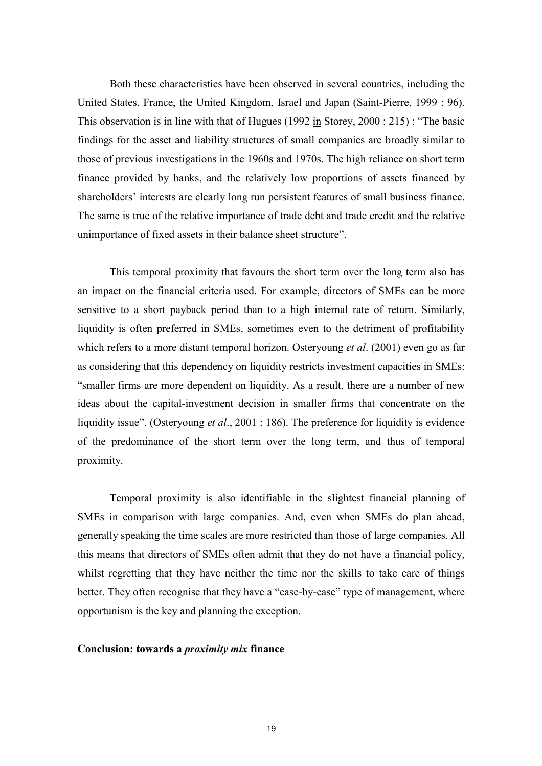Both these characteristics have been observed in several countries, including the United States, France, the United Kingdom, Israel and Japan (Saint-Pierre, 1999 : 96). This observation is in line with that of Hugues (1992 in Storey, 2000 : 215) : "The basic findings for the asset and liability structures of small companies are broadly similar to those of previous investigations in the 1960s and 1970s. The high reliance on short term finance provided by banks, and the relatively low proportions of assets financed by shareholders' interests are clearly long run persistent features of small business finance. The same is true of the relative importance of trade debt and trade credit and the relative unimportance of fixed assets in their balance sheet structure".

This temporal proximity that favours the short term over the long term also has an impact on the financial criteria used. For example, directors of SMEs can be more sensitive to a short payback period than to a high internal rate of return. Similarly, liquidity is often preferred in SMEs, sometimes even to the detriment of profitability which refers to a more distant temporal horizon. Osteryoung *et al*. (2001) even go as far as considering that this dependency on liquidity restricts investment capacities in SMEs: "smaller firms are more dependent on liquidity. As a result, there are a number of new ideas about the capital-investment decision in smaller firms that concentrate on the liquidity issue". (Osteryoung *et al*., 2001 : 186). The preference for liquidity is evidence of the predominance of the short term over the long term, and thus of temporal proximity.

Temporal proximity is also identifiable in the slightest financial planning of SMEs in comparison with large companies. And, even when SMEs do plan ahead, generally speaking the time scales are more restricted than those of large companies. All this means that directors of SMEs often admit that they do not have a financial policy, whilst regretting that they have neither the time nor the skills to take care of things better. They often recognise that they have a "case-by-case" type of management, where opportunism is the key and planning the exception.

**Conclusion: towards a *proximity mix* finance**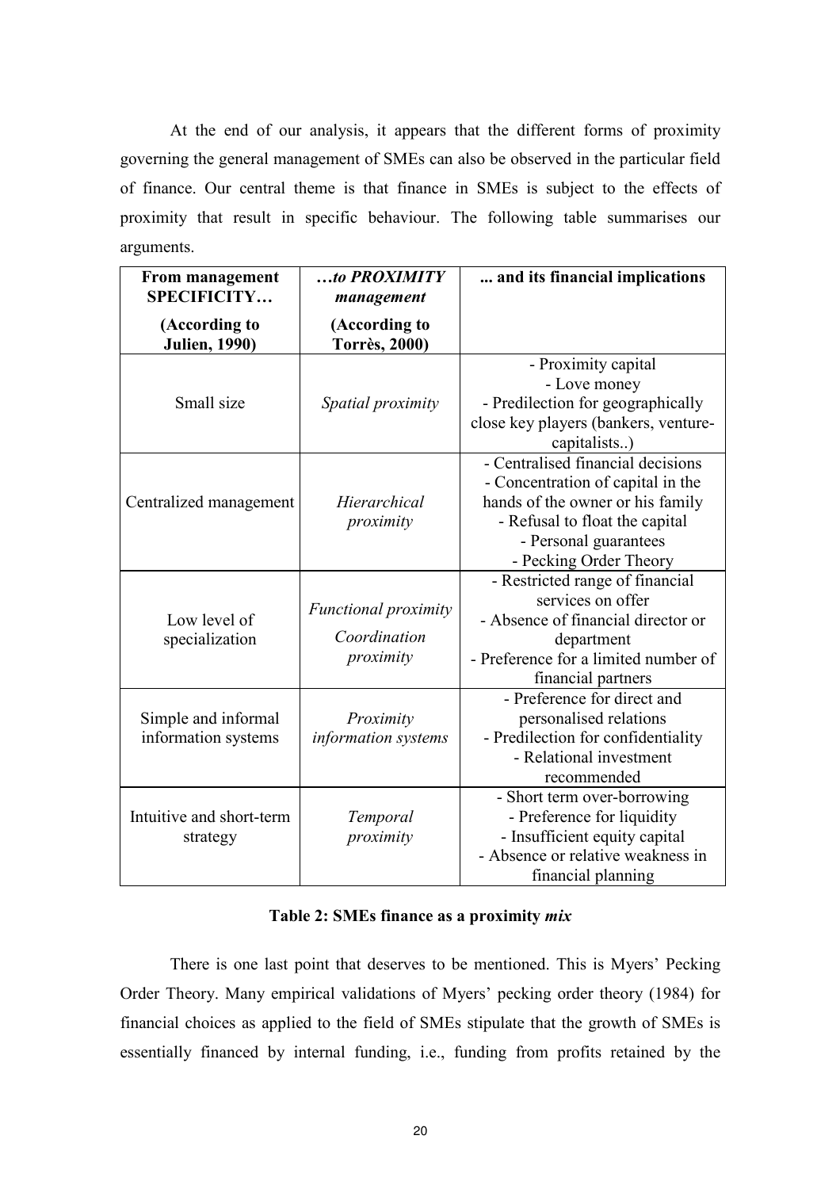At the end of our analysis, it appears that the different forms of proximity governing the general management of SMEs can also be observed in the particular field of finance. Our central theme is that finance in SMEs is subject to the effects of proximity that result in specific behaviour. The following table summarises our arguments.

| **From management SPECIFICITY…** (According to Julien, 1990) | ***…to PROXIMITY management*** (According to Torrès, 2000) | **... and its financial implications** |
|---|---|---|
| Small size | *Spatial proximity* | - Proximity capital<br>- Love money<br>- Predilection for geographically close key players (bankers, venture-capitalists..) |
| Centralized management | *Hierarchical proximity* | - Centralised financial decisions<br>- Concentration of capital in the hands of the owner or his family<br>- Refusal to float the capital<br>- Personal guarantees<br>- Pecking Order Theory |
| Low level of specialization | *Functional proximity*<br>*Coordination proximity* | - Restricted range of financial services on offer<br>- Absence of financial director or department<br>- Preference for a limited number of financial partners |
| Simple and informal information systems | *Proximity information systems* | - Preference for direct and personalised relations<br>- Predilection for confidentiality<br>- Relational investment recommended |
| Intuitive and short-term strategy | *Temporal proximity* | - Short term over-borrowing<br>- Preference for liquidity<br>- Insufficient equity capital<br>- Absence or relative weakness in financial planning |

**Table 2: SMEs finance as a proximity *mix***

There is one last point that deserves to be mentioned. This is Myers' Pecking Order Theory. Many empirical validations of Myers' pecking order theory (1984) for financial choices as applied to the field of SMEs stipulate that the growth of SMEs is essentially financed by internal funding, i.e., funding from profits retained by the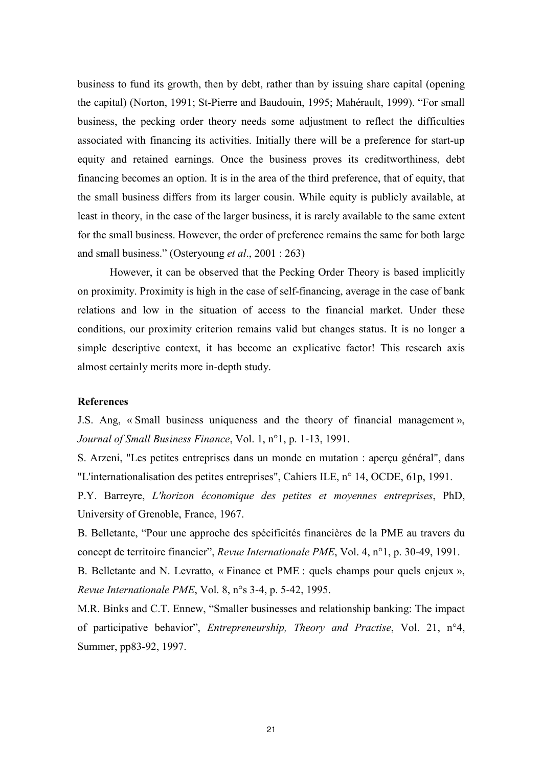business to fund its growth, then by debt, rather than by issuing share capital (opening the capital) (Norton, 1991; St-Pierre and Baudouin, 1995; Mahérault, 1999). "For small business, the pecking order theory needs some adjustment to reflect the difficulties associated with financing its activities. Initially there will be a preference for start-up equity and retained earnings. Once the business proves its creditworthiness, debt financing becomes an option. It is in the area of the third preference, that of equity, that the small business differs from its larger cousin. While equity is publicly available, at least in theory, in the case of the larger business, it is rarely available to the same extent for the small business. However, the order of preference remains the same for both large and small business." (Osteryoung *et al*., 2001 : 263)

However, it can be observed that the Pecking Order Theory is based implicitly on proximity. Proximity is high in the case of self-financing, average in the case of bank relations and low in the situation of access to the financial market. Under these conditions, our proximity criterion remains valid but changes status. It is no longer a simple descriptive context, it has become an explicative factor! This research axis almost certainly merits more in-depth study.

**References**

J.S. Ang, « Small business uniqueness and the theory of financial management », *Journal of Small Business Finance*, Vol. 1, n°1, p. 1-13, 1991.

S. Arzeni, "Les petites entreprises dans un monde en mutation : aperçu général", dans "L'internationalisation des petites entreprises", Cahiers ILE, n° 14, OCDE, 61p, 1991.

P.Y. Barreyre, *L'horizon économique des petites et moyennes entreprises*, PhD, University of Grenoble, France, 1967.

B. Belletante, "Pour une approche des spécificités financières de la PME au travers du concept de territoire financier", *Revue Internationale PME*, Vol. 4, n°1, p. 30-49, 1991.

B. Belletante and N. Levratto, « Finance et PME : quels champs pour quels enjeux », *Revue Internationale PME*, Vol. 8, n°s 3-4, p. 5-42, 1995.

M.R. Binks and C.T. Ennew, "Smaller businesses and relationship banking: The impact of participative behavior", *Entrepreneurship, Theory and Practise*, Vol. 21, n°4, Summer, pp83-92, 1997.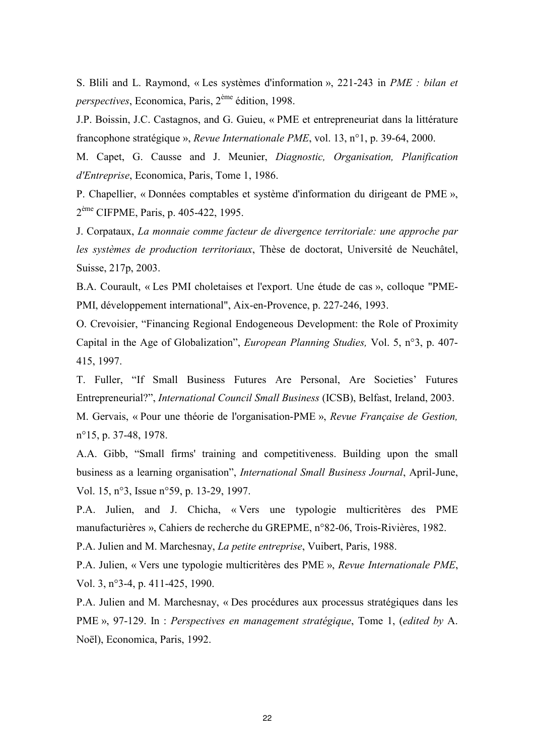S. Blili and L. Raymond, « Les systèmes d'information », 221-243 in *PME : bilan et perspectives*, Economica, Paris, 2[ème] édition, 1998.

J.P. Boissin, J.C. Castagnos, and G. Guieu, « PME et entrepreneuriat dans la littérature francophone stratégique », *Revue Internationale PME*, vol. 13, n°1, p. 39-64, 2000.

M. Capet, G. Causse and J. Meunier, *Diagnostic, Organisation, Planification d'Entreprise*, Economica, Paris, Tome 1, 1986.

P. Chapellier, « Données comptables et système d'information du dirigeant de PME », 2[ème] CIFPME, Paris, p. 405-422, 1995.

J. Corpataux, *La monnaie comme facteur de divergence territoriale: une approche par les systèmes de production territoriaux*, Thèse de doctorat, Université de Neuchâtel, Suisse, 217p, 2003.

B.A. Courault, « Les PMI choletaises et l'export. Une étude de cas », colloque "PME-PMI, développement international", Aix-en-Provence, p. 227-246, 1993.

O. Crevoisier, "Financing Regional Endogeneous Development: the Role of Proximity Capital in the Age of Globalization", *European Planning Studies,* Vol. 5, n°3, p. 407-415, 1997.

T. Fuller, "If Small Business Futures Are Personal, Are Societies' Futures Entrepreneurial?", *International Council Small Business* (ICSB), Belfast, Ireland, 2003.

M. Gervais, « Pour une théorie de l'organisation-PME », *Revue Française de Gestion,* n°15, p. 37-48, 1978.

A.A. Gibb, "Small firms' training and competitiveness. Building upon the small business as a learning organisation", *International Small Business Journal*, April-June, Vol. 15, n°3, Issue n°59, p. 13-29, 1997.

P.A. Julien, and J. Chicha, « Vers une typologie multicritères des PME manufacturières », Cahiers de recherche du GREPME, n°82-06, Trois-Rivières, 1982.

P.A. Julien and M. Marchesnay, *La petite entreprise*, Vuibert, Paris, 1988.

P.A. Julien, « Vers une typologie multicritères des PME », *Revue Internationale PME*, Vol. 3, n°3-4, p. 411-425, 1990.

P.A. Julien and M. Marchesnay, « Des procédures aux processus stratégiques dans les PME », 97-129. In : *Perspectives en management stratégique*, Tome 1, (*edited by* A. Noël), Economica, Paris, 1992.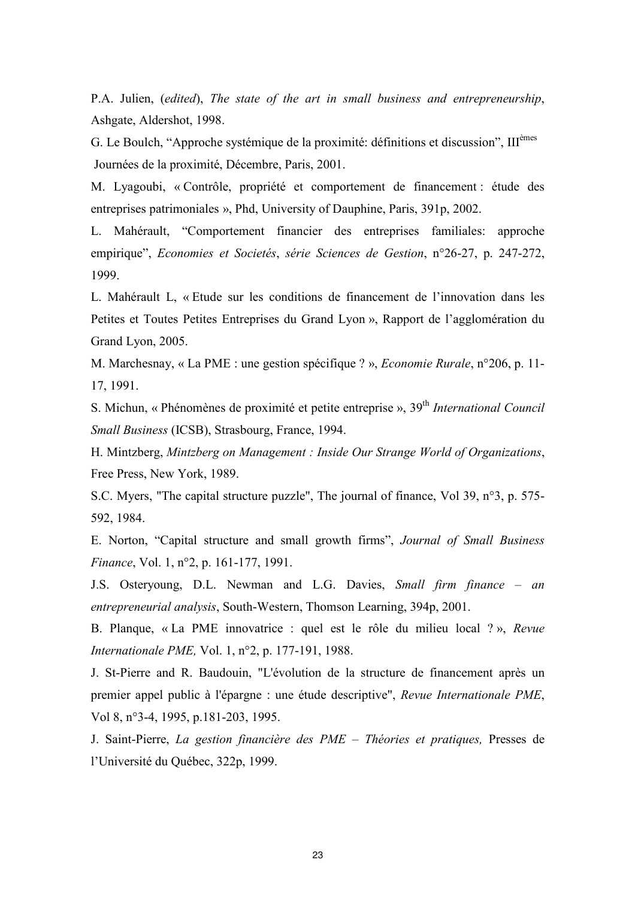P.A. Julien, (*edited*), *The state of the art in small business and entrepreneurship*, Ashgate, Aldershot, 1998.

G. Le Boulch, "Approche systémique de la proximité: définitions et discussion", III[èmes] Journées de la proximité, Décembre, Paris, 2001.

M. Lyagoubi, « Contrôle, propriété et comportement de financement : étude des entreprises patrimoniales », Phd, University of Dauphine, Paris, 391p, 2002.

L. Mahérault, "Comportement financier des entreprises familiales: approche empirique", *Economies et Societés*, *série Sciences de Gestion*, n°26-27, p. 247-272, 1999.

L. Mahérault L, « Etude sur les conditions de financement de l'innovation dans les Petites et Toutes Petites Entreprises du Grand Lyon », Rapport de l'agglomération du Grand Lyon, 2005.

M. Marchesnay, « La PME : une gestion spécifique ? », *Economie Rurale*, n°206, p. 11-17, 1991.

S. Michun, « Phénomènes de proximité et petite entreprise », 39[th] *International Council Small Business* (ICSB), Strasbourg, France, 1994.

H. Mintzberg, *Mintzberg on Management : Inside Our Strange World of Organizations*, Free Press, New York, 1989.

S.C. Myers, "The capital structure puzzle", The journal of finance, Vol 39, n°3, p. 575-592, 1984.

E. Norton, "Capital structure and small growth firms", *Journal of Small Business Finance*, Vol. 1, n°2, p. 161-177, 1991.

J.S. Osteryoung, D.L. Newman and L.G. Davies, *Small firm finance – an entrepreneurial analysis*, South-Western, Thomson Learning, 394p, 2001.

B. Planque, « La PME innovatrice : quel est le rôle du milieu local ? », *Revue Internationale PME,* Vol. 1, n°2, p. 177-191, 1988.

J. St-Pierre and R. Baudouin, "L'évolution de la structure de financement après un premier appel public à l'épargne : une étude descriptive", *Revue Internationale PME*, Vol 8, n°3-4, 1995, p.181-203, 1995.

J. Saint-Pierre, *La gestion financière des PME – Théories et pratiques,* Presses de l'Université du Québec, 322p, 1999.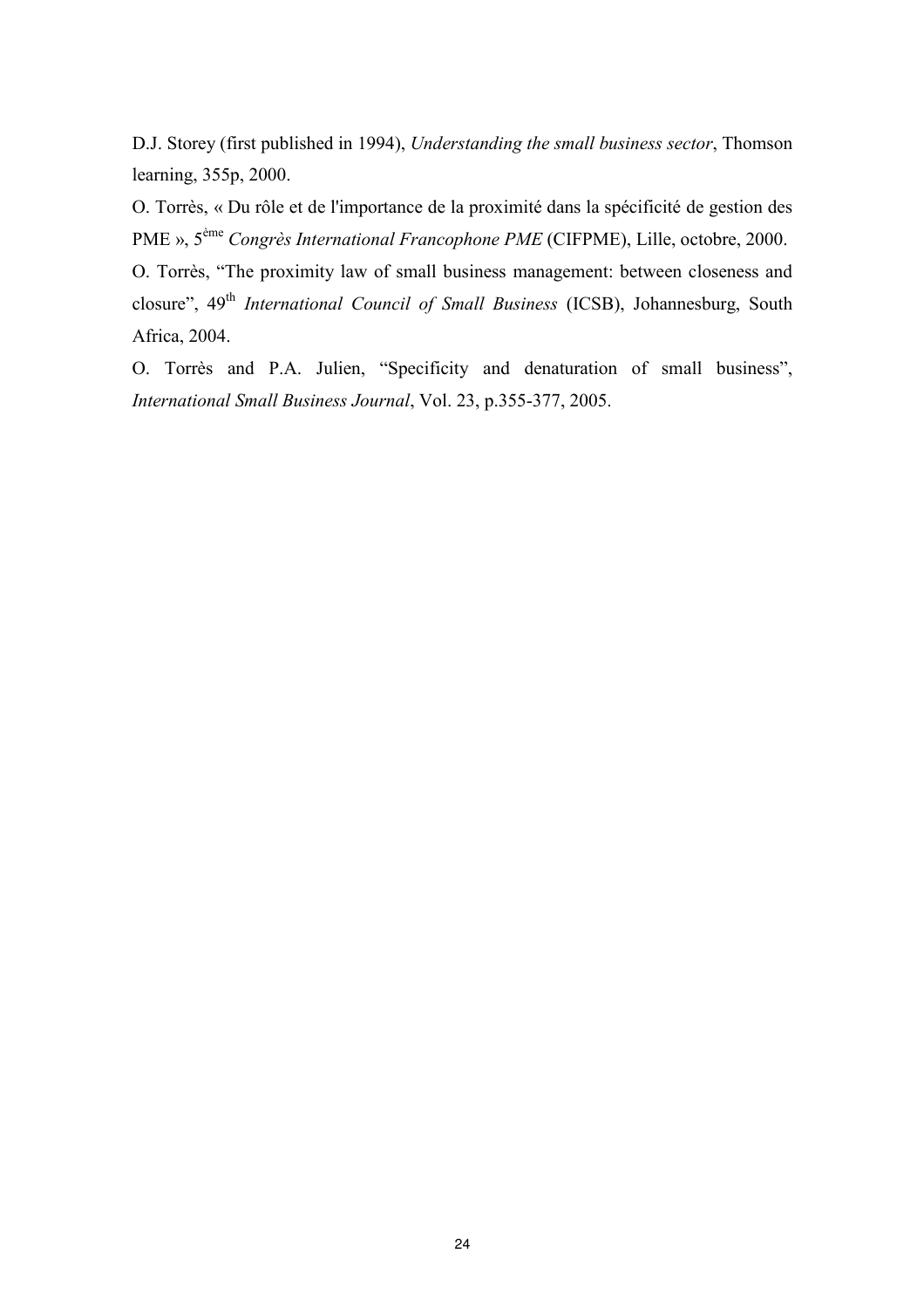D.J. Storey (first published in 1994), *Understanding the small business sector*, Thomson learning, 355p, 2000.

O. Torrès, « Du rôle et de l'importance de la proximité dans la spécificité de gestion des PME », 5[ème] *Congrès International Francophone PME* (CIFPME), Lille, octobre, 2000.

O. Torrès, "The proximity law of small business management: between closeness and closure", 49[th] *International Council of Small Business* (ICSB), Johannesburg, South Africa, 2004.

O. Torrès and P.A. Julien, "Specificity and denaturation of small business", *International Small Business Journal*, Vol. 23, p.355-377, 2005.